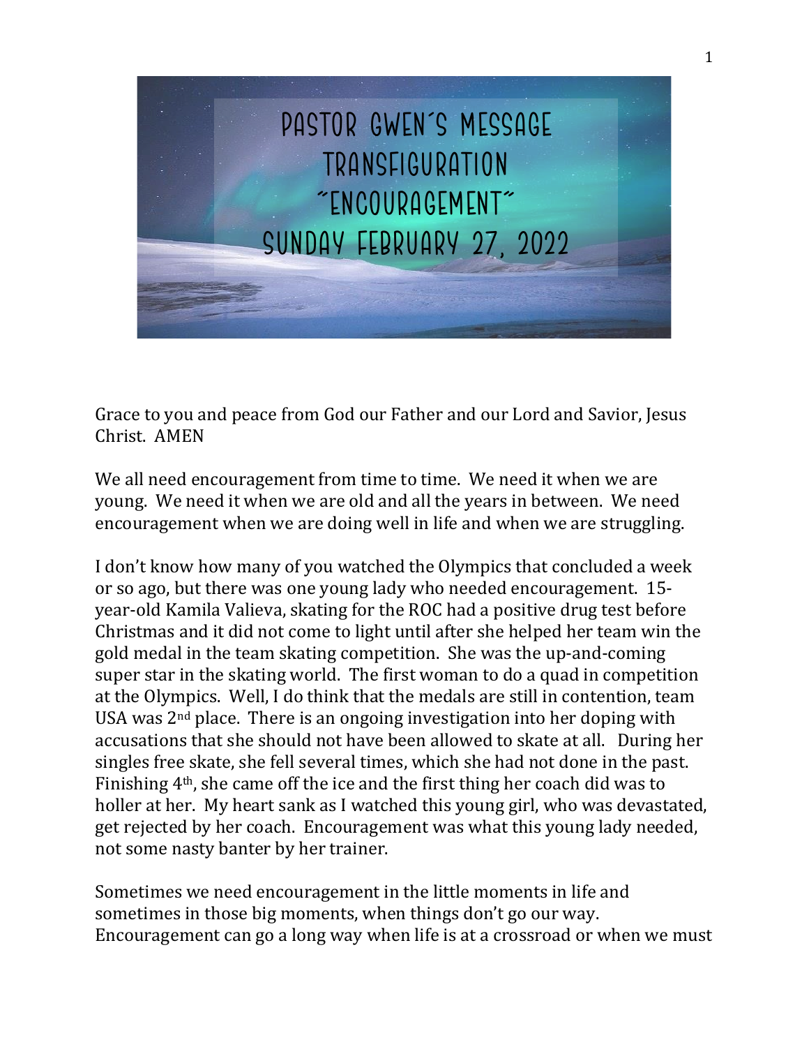# PASTOR GWEN'S MESSAGE
# TRANSFIGURATION
# "ENCOURAGEMENT"
# SUNDAY FEBRUARY 27, 2022

Grace to you and peace from God our Father and our Lord and Savior, Jesus Christ. AMEN

We all need encouragement from time to time. We need it when we are young. We need it when we are old and all the years in between. We need encouragement when we are doing well in life and when we are struggling.

I don't know how many of you watched the Olympics that concluded a week or so ago, but there was one young lady who needed encouragement. 15-year-old Kamila Valieva, skating for the ROC had a positive drug test before Christmas and it did not come to light until after she helped her team win the gold medal in the team skating competition. She was the up-and-coming super star in the skating world. The first woman to do a quad in competition at the Olympics. Well, I do think that the medals are still in contention, team USA was 2nd place. There is an ongoing investigation into her doping with accusations that she should not have been allowed to skate at all. During her singles free skate, she fell several times, which she had not done in the past. Finishing 4th, she came off the ice and the first thing her coach did was to holler at her. My heart sank as I watched this young girl, who was devastated, get rejected by her coach. Encouragement was what this young lady needed, not some nasty banter by her trainer.

Sometimes we need encouragement in the little moments in life and sometimes in those big moments, when things don't go our way. Encouragement can go a long way when life is at a crossroad or when we must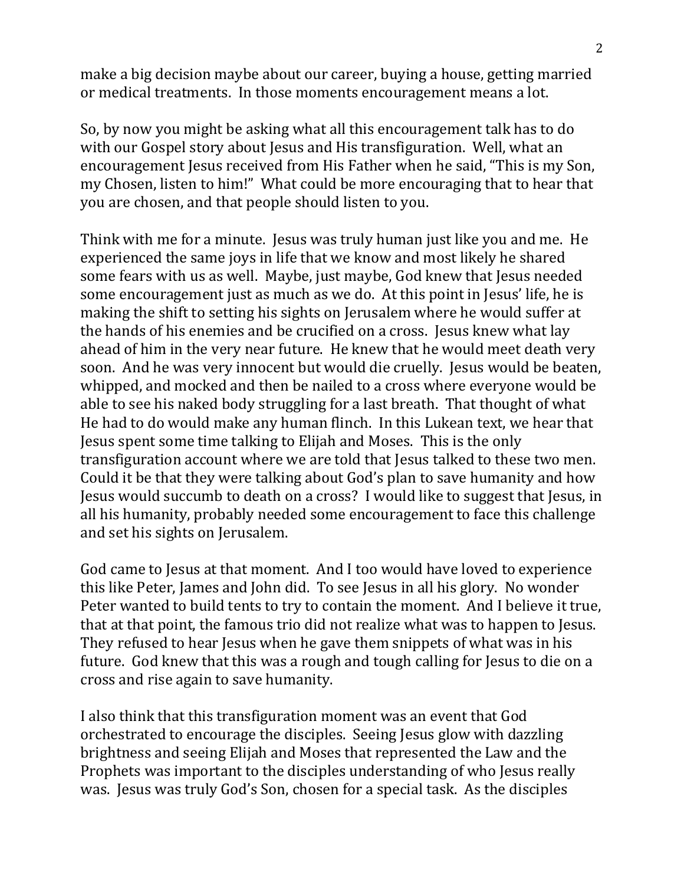make a big decision maybe about our career, buying a house, getting married or medical treatments. In those moments encouragement means a lot.

So, by now you might be asking what all this encouragement talk has to do with our Gospel story about Jesus and His transfiguration. Well, what an encouragement Jesus received from His Father when he said, "This is my Son, my Chosen, listen to him!" What could be more encouraging that to hear that you are chosen, and that people should listen to you.

Think with me for a minute. Jesus was truly human just like you and me. He experienced the same joys in life that we know and most likely he shared some fears with us as well. Maybe, just maybe, God knew that Jesus needed some encouragement just as much as we do. At this point in Jesus' life, he is making the shift to setting his sights on Jerusalem where he would suffer at the hands of his enemies and be crucified on a cross. Jesus knew what lay ahead of him in the very near future. He knew that he would meet death very soon. And he was very innocent but would die cruelly. Jesus would be beaten, whipped, and mocked and then be nailed to a cross where everyone would be able to see his naked body struggling for a last breath. That thought of what He had to do would make any human flinch. In this Lukean text, we hear that Jesus spent some time talking to Elijah and Moses. This is the only transfiguration account where we are told that Jesus talked to these two men. Could it be that they were talking about God's plan to save humanity and how Jesus would succumb to death on a cross? I would like to suggest that Jesus, in all his humanity, probably needed some encouragement to face this challenge and set his sights on Jerusalem.

God came to Jesus at that moment. And I too would have loved to experience this like Peter, James and John did. To see Jesus in all his glory. No wonder Peter wanted to build tents to try to contain the moment. And I believe it true, that at that point, the famous trio did not realize what was to happen to Jesus. They refused to hear Jesus when he gave them snippets of what was in his future. God knew that this was a rough and tough calling for Jesus to die on a cross and rise again to save humanity.

I also think that this transfiguration moment was an event that God orchestrated to encourage the disciples. Seeing Jesus glow with dazzling brightness and seeing Elijah and Moses that represented the Law and the Prophets was important to the disciples understanding of who Jesus really was. Jesus was truly God's Son, chosen for a special task. As the disciples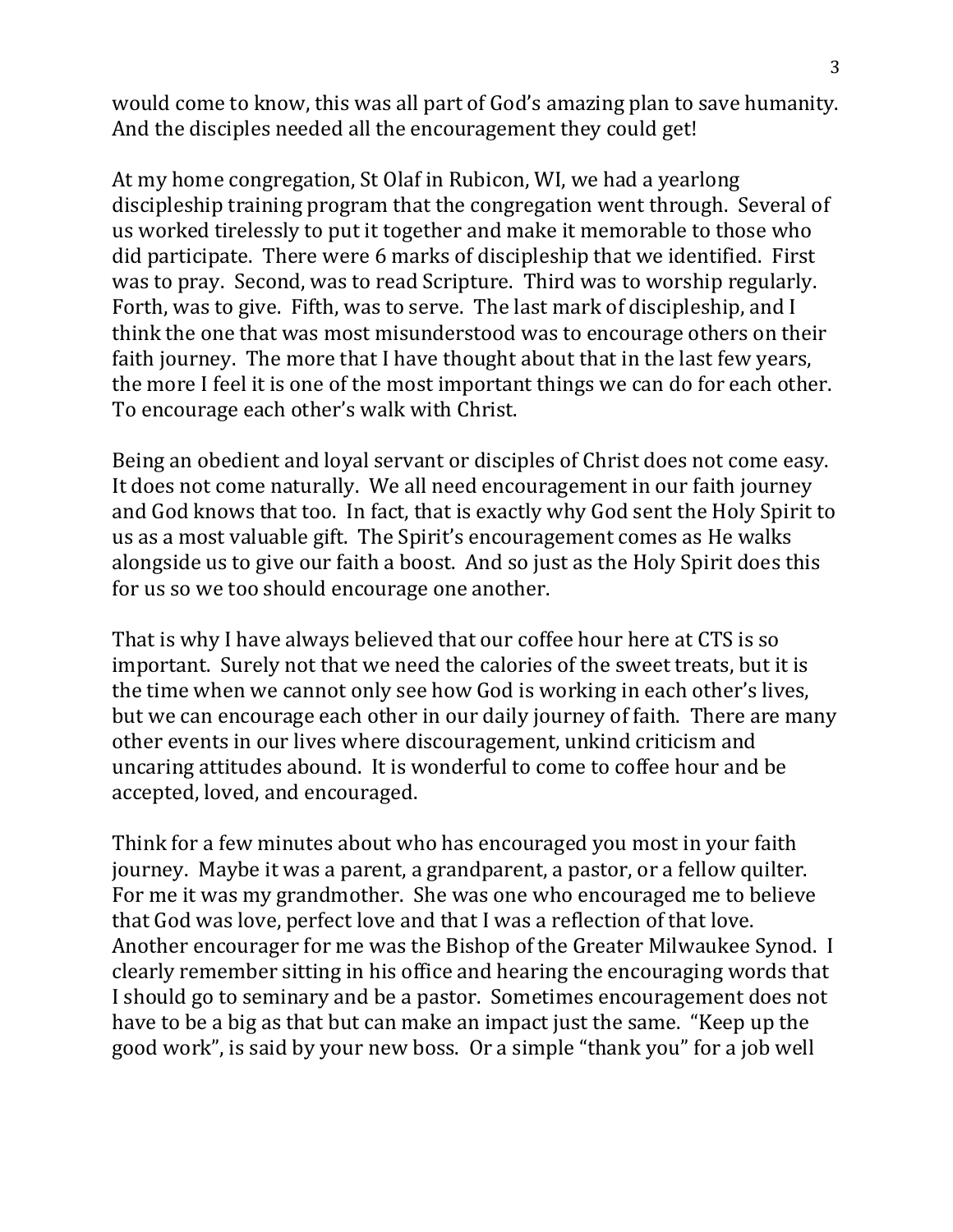would come to know, this was all part of God's amazing plan to save humanity. And the disciples needed all the encouragement they could get!

At my home congregation, St Olaf in Rubicon, WI, we had a yearlong discipleship training program that the congregation went through. Several of us worked tirelessly to put it together and make it memorable to those who did participate. There were 6 marks of discipleship that we identified. First was to pray. Second, was to read Scripture. Third was to worship regularly. Forth, was to give. Fifth, was to serve. The last mark of discipleship, and I think the one that was most misunderstood was to encourage others on their faith journey. The more that I have thought about that in the last few years, the more I feel it is one of the most important things we can do for each other. To encourage each other's walk with Christ.

Being an obedient and loyal servant or disciples of Christ does not come easy. It does not come naturally. We all need encouragement in our faith journey and God knows that too. In fact, that is exactly why God sent the Holy Spirit to us as a most valuable gift. The Spirit's encouragement comes as He walks alongside us to give our faith a boost. And so just as the Holy Spirit does this for us so we too should encourage one another.

That is why I have always believed that our coffee hour here at CTS is so important. Surely not that we need the calories of the sweet treats, but it is the time when we cannot only see how God is working in each other's lives, but we can encourage each other in our daily journey of faith. There are many other events in our lives where discouragement, unkind criticism and uncaring attitudes abound. It is wonderful to come to coffee hour and be accepted, loved, and encouraged.

Think for a few minutes about who has encouraged you most in your faith journey. Maybe it was a parent, a grandparent, a pastor, or a fellow quilter. For me it was my grandmother. She was one who encouraged me to believe that God was love, perfect love and that I was a reflection of that love. Another encourager for me was the Bishop of the Greater Milwaukee Synod. I clearly remember sitting in his office and hearing the encouraging words that I should go to seminary and be a pastor. Sometimes encouragement does not have to be a big as that but can make an impact just the same. "Keep up the good work", is said by your new boss. Or a simple "thank you" for a job well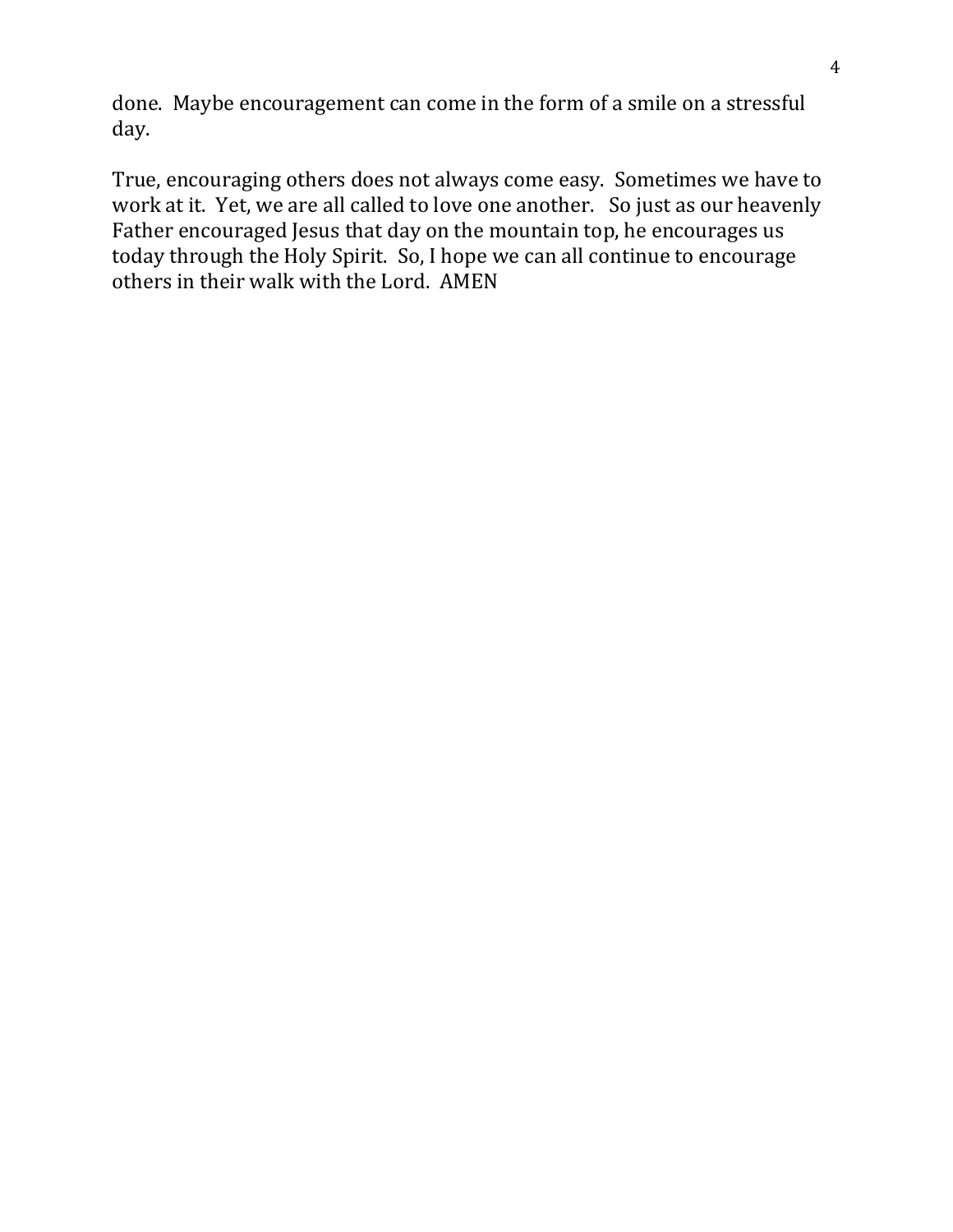done. Maybe encouragement can come in the form of a smile on a stressful day.

True, encouraging others does not always come easy. Sometimes we have to work at it. Yet, we are all called to love one another. So just as our heavenly Father encouraged Jesus that day on the mountain top, he encourages us today through the Holy Spirit. So, I hope we can all continue to encourage others in their walk with the Lord. AMEN